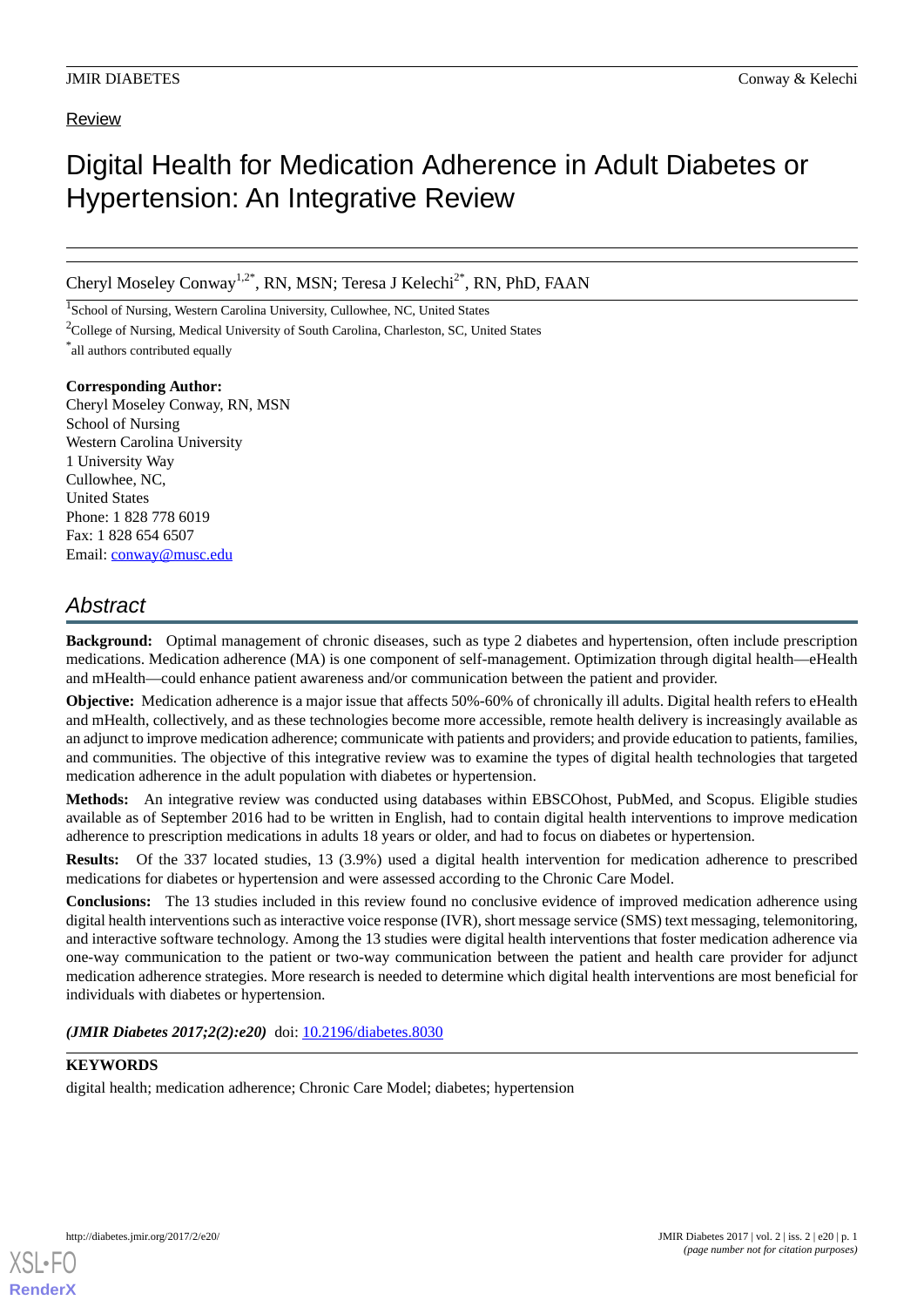Review

# Digital Health for Medication Adherence in Adult Diabetes or Hypertension: An Integrative Review

Cheryl Moseley Conway[1,2*], RN, MSN; Teresa J Kelechi[2*], RN, PhD, FAAN

[1]School of Nursing, Western Carolina University, Cullowhee, NC, United States

[2]College of Nursing, Medical University of South Carolina, Charleston, SC, United States

[*]all authors contributed equally

**Corresponding Author:**
Cheryl Moseley Conway, RN, MSN
School of Nursing
Western Carolina University
1 University Way
Cullowhee, NC,
United States
Phone: 1 828 778 6019
Fax: 1 828 654 6507
Email: conway@musc.edu

## Abstract

**Background:** Optimal management of chronic diseases, such as type 2 diabetes and hypertension, often include prescription medications. Medication adherence (MA) is one component of self-management. Optimization through digital health—eHealth and mHealth—could enhance patient awareness and/or communication between the patient and provider.

**Objective:** Medication adherence is a major issue that affects 50%-60% of chronically ill adults. Digital health refers to eHealth and mHealth, collectively, and as these technologies become more accessible, remote health delivery is increasingly available as an adjunct to improve medication adherence; communicate with patients and providers; and provide education to patients, families, and communities. The objective of this integrative review was to examine the types of digital health technologies that targeted medication adherence in the adult population with diabetes or hypertension.

**Methods:** An integrative review was conducted using databases within EBSCOhost, PubMed, and Scopus. Eligible studies available as of September 2016 had to be written in English, had to contain digital health interventions to improve medication adherence to prescription medications in adults 18 years or older, and had to focus on diabetes or hypertension.

**Results:** Of the 337 located studies, 13 (3.9%) used a digital health intervention for medication adherence to prescribed medications for diabetes or hypertension and were assessed according to the Chronic Care Model.

**Conclusions:** The 13 studies included in this review found no conclusive evidence of improved medication adherence using digital health interventions such as interactive voice response (IVR), short message service (SMS) text messaging, telemonitoring, and interactive software technology. Among the 13 studies were digital health interventions that foster medication adherence via one-way communication to the patient or two-way communication between the patient and health care provider for adjunct medication adherence strategies. More research is needed to determine which digital health interventions are most beneficial for individuals with diabetes or hypertension.

***(JMIR Diabetes 2017;2(2):e20)*** doi: 10.2196/diabetes.8030

**KEYWORDS**

digital health; medication adherence; Chronic Care Model; diabetes; hypertension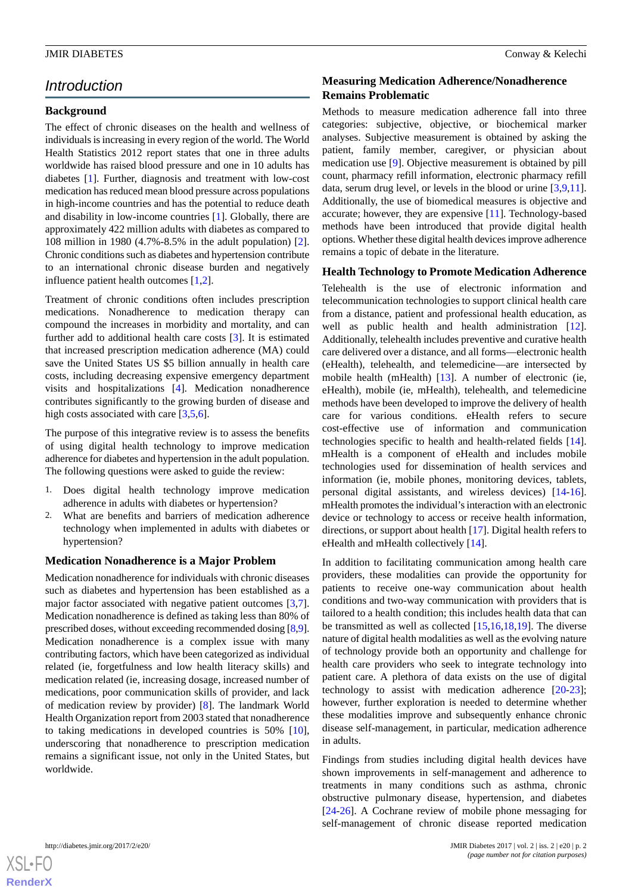## Introduction

### Background

The effect of chronic diseases on the health and wellness of individuals is increasing in every region of the world. The World Health Statistics 2012 report states that one in three adults worldwide has raised blood pressure and one in 10 adults has diabetes [1]. Further, diagnosis and treatment with low-cost medication has reduced mean blood pressure across populations in high-income countries and has the potential to reduce death and disability in low-income countries [1]. Globally, there are approximately 422 million adults with diabetes as compared to 108 million in 1980 (4.7%-8.5% in the adult population) [2]. Chronic conditions such as diabetes and hypertension contribute to an international chronic disease burden and negatively influence patient health outcomes [1,2].

Treatment of chronic conditions often includes prescription medications. Nonadherence to medication therapy can compound the increases in morbidity and mortality, and can further add to additional health care costs [3]. It is estimated that increased prescription medication adherence (MA) could save the United States US $5 billion annually in health care costs, including decreasing expensive emergency department visits and hospitalizations [4]. Medication nonadherence contributes significantly to the growing burden of disease and high costs associated with care [3,5,6].

The purpose of this integrative review is to assess the benefits of using digital health technology to improve medication adherence for diabetes and hypertension in the adult population. The following questions were asked to guide the review:

1. Does digital health technology improve medication adherence in adults with diabetes or hypertension?
2. What are benefits and barriers of medication adherence technology when implemented in adults with diabetes or hypertension?

### Medication Nonadherence is a Major Problem

Medication nonadherence for individuals with chronic diseases such as diabetes and hypertension has been established as a major factor associated with negative patient outcomes [3,7]. Medication nonadherence is defined as taking less than 80% of prescribed doses, without exceeding recommended dosing [8,9]. Medication nonadherence is a complex issue with many contributing factors, which have been categorized as individual related (ie, forgetfulness and low health literacy skills) and medication related (ie, increasing dosage, increased number of medications, poor communication skills of provider, and lack of medication review by provider) [8]. The landmark World Health Organization report from 2003 stated that nonadherence to taking medications in developed countries is 50% [10], underscoring that nonadherence to prescription medication remains a significant issue, not only in the United States, but worldwide.

### Measuring Medication Adherence/Nonadherence Remains Problematic

Methods to measure medication adherence fall into three categories: subjective, objective, or biochemical marker analyses. Subjective measurement is obtained by asking the patient, family member, caregiver, or physician about medication use [9]. Objective measurement is obtained by pill count, pharmacy refill information, electronic pharmacy refill data, serum drug level, or levels in the blood or urine [3,9,11]. Additionally, the use of biomedical measures is objective and accurate; however, they are expensive [11]. Technology-based methods have been introduced that provide digital health options. Whether these digital health devices improve adherence remains a topic of debate in the literature.

### Health Technology to Promote Medication Adherence

Telehealth is the use of electronic information and telecommunication technologies to support clinical health care from a distance, patient and professional health education, as well as public health and health administration [12]. Additionally, telehealth includes preventive and curative health care delivered over a distance, and all forms—electronic health (eHealth), telehealth, and telemedicine—are intersected by mobile health (mHealth) [13]. A number of electronic (ie, eHealth), mobile (ie, mHealth), telehealth, and telemedicine methods have been developed to improve the delivery of health care for various conditions. eHealth refers to secure cost-effective use of information and communication technologies specific to health and health-related fields [14]. mHealth is a component of eHealth and includes mobile technologies used for dissemination of health services and information (ie, mobile phones, monitoring devices, tablets, personal digital assistants, and wireless devices) [14-16]. mHealth promotes the individual's interaction with an electronic device or technology to access or receive health information, directions, or support about health [17]. Digital health refers to eHealth and mHealth collectively [14].

In addition to facilitating communication among health care providers, these modalities can provide the opportunity for patients to receive one-way communication about health conditions and two-way communication with providers that is tailored to a health condition; this includes health data that can be transmitted as well as collected [15,16,18,19]. The diverse nature of digital health modalities as well as the evolving nature of technology provide both an opportunity and challenge for health care providers who seek to integrate technology into patient care. A plethora of data exists on the use of digital technology to assist with medication adherence [20-23]; however, further exploration is needed to determine whether these modalities improve and subsequently enhance chronic disease self-management, in particular, medication adherence in adults.

Findings from studies including digital health devices have shown improvements in self-management and adherence to treatments in many conditions such as asthma, chronic obstructive pulmonary disease, hypertension, and diabetes [24-26]. A Cochrane review of mobile phone messaging for self-management of chronic disease reported medication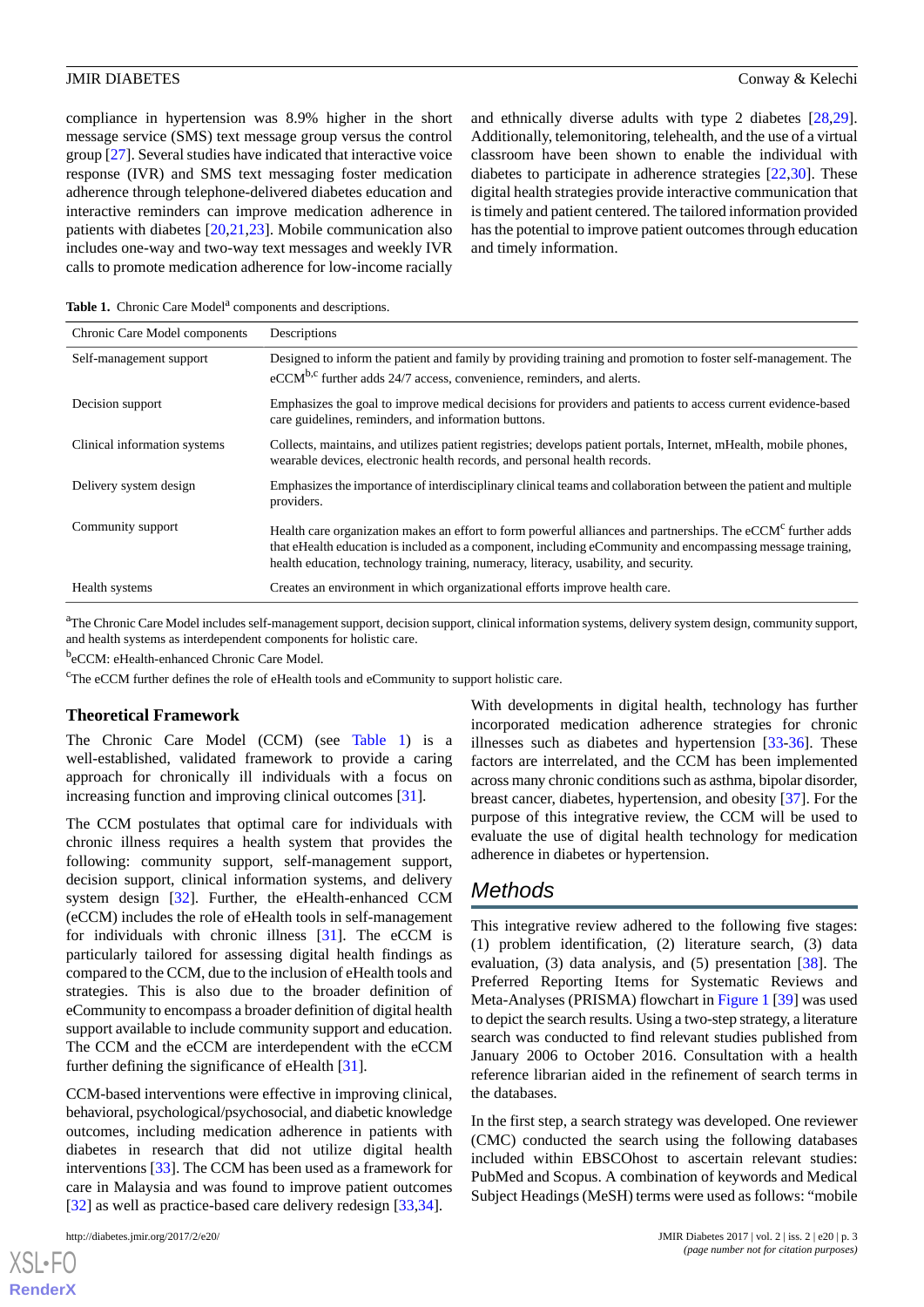compliance in hypertension was 8.9% higher in the short message service (SMS) text message group versus the control group [27]. Several studies have indicated that interactive voice response (IVR) and SMS text messaging foster medication adherence through telephone-delivered diabetes education and interactive reminders can improve medication adherence in patients with diabetes [20,21,23]. Mobile communication also includes one-way and two-way text messages and weekly IVR calls to promote medication adherence for low-income racially and ethnically diverse adults with type 2 diabetes [28,29]. Additionally, telemonitoring, telehealth, and the use of a virtual classroom have been shown to enable the individual with diabetes to participate in adherence strategies [22,30]. These digital health strategies provide interactive communication that is timely and patient centered. The tailored information provided has the potential to improve patient outcomes through education and timely information.

**Table 1.** Chronic Care Model[a] components and descriptions.

| Chronic Care Model components | Descriptions |
|---|---|
| Self-management support | Designed to inform the patient and family by providing training and promotion to foster self-management. The eCCM[b,c] further adds 24/7 access, convenience, reminders, and alerts. |
| Decision support | Emphasizes the goal to improve medical decisions for providers and patients to access current evidence-based care guidelines, reminders, and information buttons. |
| Clinical information systems | Collects, maintains, and utilizes patient registries; develops patient portals, Internet, mHealth, mobile phones, wearable devices, electronic health records, and personal health records. |
| Delivery system design | Emphasizes the importance of interdisciplinary clinical teams and collaboration between the patient and multiple providers. |
| Community support | Health care organization makes an effort to form powerful alliances and partnerships. The eCCM[c] further adds that eHealth education is included as a component, including eCommunity and encompassing message training, health education, technology training, numeracy, literacy, usability, and security. |
| Health systems | Creates an environment in which organizational efforts improve health care. |

[a]The Chronic Care Model includes self-management support, decision support, clinical information systems, delivery system design, community support, and health systems as interdependent components for holistic care.

[b]eCCM: eHealth-enhanced Chronic Care Model.

[c]The eCCM further defines the role of eHealth tools and eCommunity to support holistic care.

### Theoretical Framework

The Chronic Care Model (CCM) (see Table 1) is a well-established, validated framework to provide a caring approach for chronically ill individuals with a focus on increasing function and improving clinical outcomes [31].

The CCM postulates that optimal care for individuals with chronic illness requires a health system that provides the following: community support, self-management support, decision support, clinical information systems, and delivery system design [32]. Further, the eHealth-enhanced CCM (eCCM) includes the role of eHealth tools in self-management for individuals with chronic illness [31]. The eCCM is particularly tailored for assessing digital health findings as compared to the CCM, due to the inclusion of eHealth tools and strategies. This is also due to the broader definition of eCommunity to encompass a broader definition of digital health support available to include community support and education. The CCM and the eCCM are interdependent with the eCCM further defining the significance of eHealth [31].

CCM-based interventions were effective in improving clinical, behavioral, psychological/psychosocial, and diabetic knowledge outcomes, including medication adherence in patients with diabetes in research that did not utilize digital health interventions [33]. The CCM has been used as a framework for care in Malaysia and was found to improve patient outcomes [32] as well as practice-based care delivery redesign [33,34].

With developments in digital health, technology has further incorporated medication adherence strategies for chronic illnesses such as diabetes and hypertension [33-36]. These factors are interrelated, and the CCM has been implemented across many chronic conditions such as asthma, bipolar disorder, breast cancer, diabetes, hypertension, and obesity [37]. For the purpose of this integrative review, the CCM will be used to evaluate the use of digital health technology for medication adherence in diabetes or hypertension.

## Methods

This integrative review adhered to the following five stages: (1) problem identification, (2) literature search, (3) data evaluation, (4) data analysis, and (5) presentation [38]. The Preferred Reporting Items for Systematic Reviews and Meta-Analyses (PRISMA) flowchart in Figure 1 [39] was used to depict the search results. Using a two-step strategy, a literature search was conducted to find relevant studies published from January 2006 to October 2016. Consultation with a health reference librarian aided in the refinement of search terms in the databases.

In the first step, a search strategy was developed. One reviewer (CMC) conducted the search using the following databases included within EBSCOhost to ascertain relevant studies: PubMed and Scopus. A combination of keywords and Medical Subject Headings (MeSH) terms were used as follows: "mobile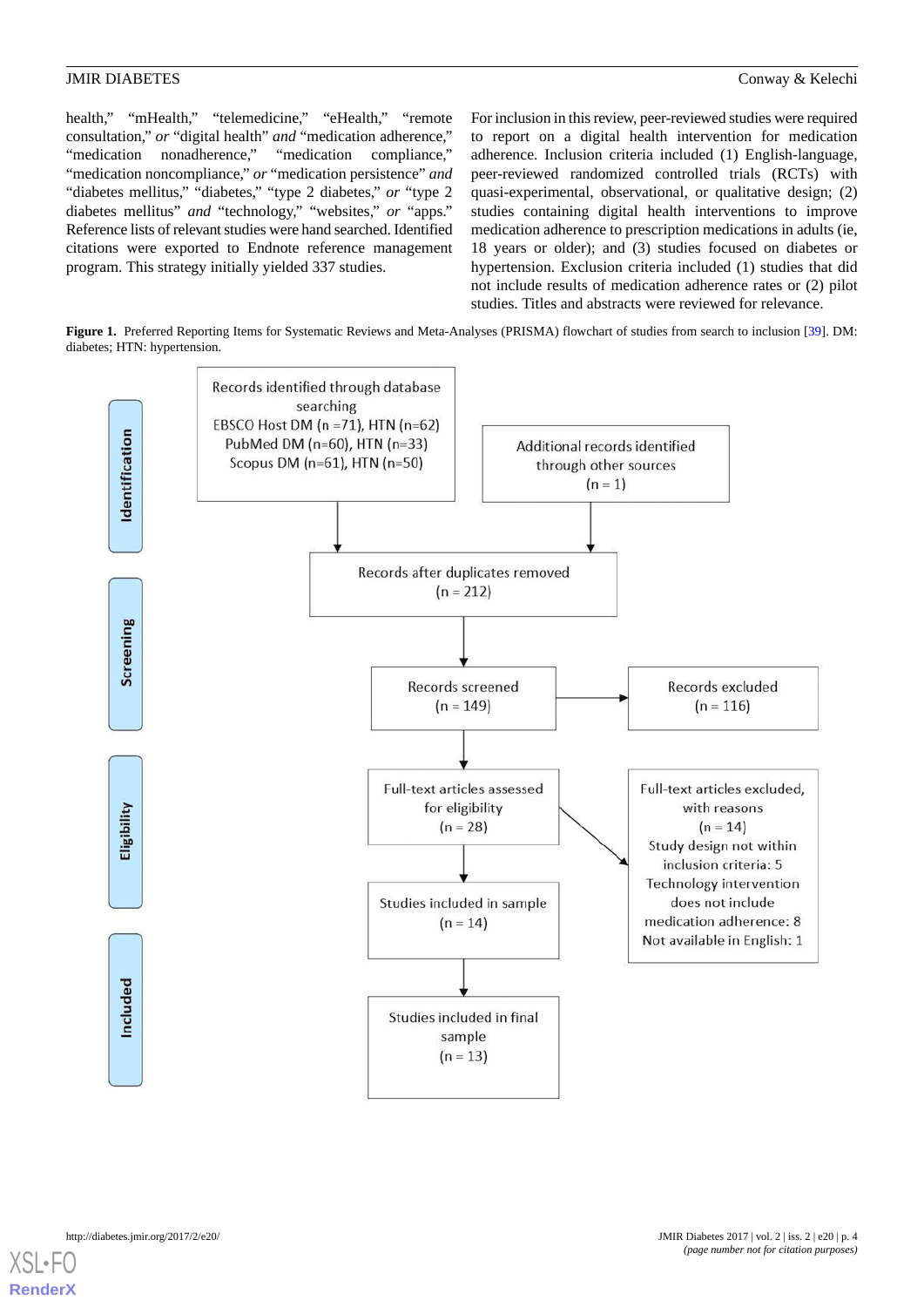health," "mHealth," "telemedicine," "eHealth," "remote consultation," *or* "digital health" *and* "medication adherence," "medication nonadherence," "medication compliance," "medication noncompliance," *or* "medication persistence" *and* "diabetes mellitus," "diabetes," "type 2 diabetes," *or* "type 2 diabetes mellitus" *and* "technology," "websites," *or* "apps." Reference lists of relevant studies were hand searched. Identified citations were exported to Endnote reference management program. This strategy initially yielded 337 studies.

For inclusion in this review, peer-reviewed studies were required to report on a digital health intervention for medication adherence. Inclusion criteria included (1) English-language, peer-reviewed randomized controlled trials (RCTs) with quasi-experimental, observational, or qualitative design; (2) studies containing digital health interventions to improve medication adherence to prescription medications in adults (ie, 18 years or older); and (3) studies focused on diabetes or hypertension. Exclusion criteria included (1) studies that did not include results of medication adherence rates or (2) pilot studies. Titles and abstracts were reviewed for relevance.

**Figure 1.** Preferred Reporting Items for Systematic Reviews and Meta-Analyses (PRISMA) flowchart of studies from search to inclusion [39]. DM: diabetes; HTN: hypertension.

**Identification**

- Records identified through database searching: EBSCO Host DM (n =71), HTN (n=62); PubMed DM (n=60), HTN (n=33); Scopus DM (n=61), HTN (n=50)
- Additional records identified through other sources (n = 1)

**Screening**

- Records after duplicates removed (n = 212)
- Records screened (n = 149)
- Records excluded (n = 116)

**Eligibility**

- Full-text articles assessed for eligibility (n = 28)
- Full-text articles excluded, with reasons (n = 14): Study design not within inclusion criteria: 5; Technology intervention does not include medication adherence: 8; Not available in English: 1

**Included**

- Studies included in sample (n = 14)
- Studies included in final sample (n = 13)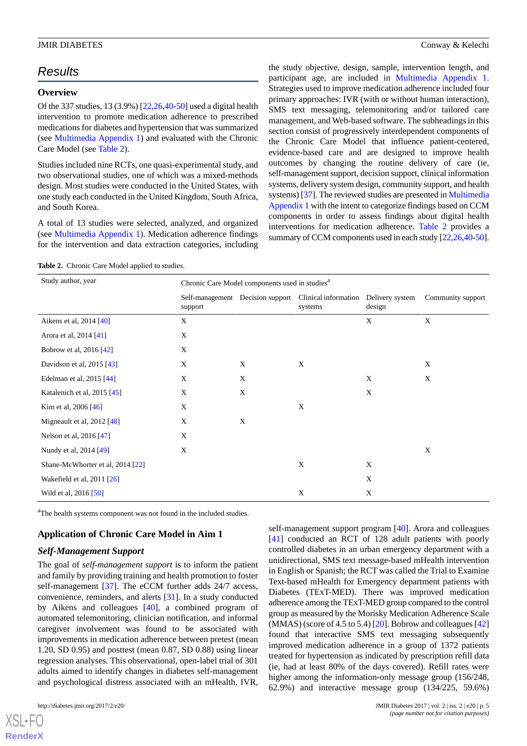## Results

### Overview

Of the 337 studies, 13 (3.9%) [22,26,40-50] used a digital health intervention to promote medication adherence to prescribed medications for diabetes and hypertension that was summarized (see Multimedia Appendix 1) and evaluated with the Chronic Care Model (see Table 2).

Studies included nine RCTs, one quasi-experimental study, and two observational studies, one of which was a mixed-methods design. Most studies were conducted in the United States, with one study each conducted in the United Kingdom, South Africa, and South Korea.

A total of 13 studies were selected, analyzed, and organized (see Multimedia Appendix 1). Medication adherence findings for the intervention and data extraction categories, including the study objective, design, sample, intervention length, and participant age, are included in Multimedia Appendix 1. Strategies used to improve medication adherence included four primary approaches: IVR (with or without human interaction), SMS text messaging, telemonitoring and/or tailored care management, and Web-based software. The subheadings in this section consist of progressively interdependent components of the Chronic Care Model that influence patient-centered, evidence-based care and are designed to improve health outcomes by changing the routine delivery of care (ie, self-management support, decision support, clinical information systems, delivery system design, community support, and health systems) [37]. The reviewed studies are presented in Multimedia Appendix 1 with the intent to categorize findings based on CCM components in order to assess findings about digital health interventions for medication adherence. Table 2 provides a summary of CCM components used in each study [22,26,40-50].

**Table 2.** Chronic Care Model applied to studies.

| Study author, year | Chronic Care Model components used in studies[a] | | | | |
|---|---|---|---|---|---|
| | Self-management support | Decision support | Clinical information systems | Delivery system design | Community support |
| Aikens et al, 2014 [40] | X | | | X | X |
| Arora et al, 2014 [41] | X | | | | |
| Bobrow et al, 2016 [42] | X | | | | |
| Davidson et al, 2015 [43] | X | X | X | | X |
| Edelman et al, 2015 [44] | X | X | | X | X |
| Katalenich et al, 2015 [45] | X | X | | X | |
| Kim et al, 2006 [46] | X | | X | | |
| Migneault et al, 2012 [48] | X | X | | | |
| Nelson et al, 2016 [47] | X | | | | |
| Nundy et al, 2014 [49] | X | | | | X |
| Shane-McWhorter et al, 2014 [22] | | | X | X | |
| Wakefield et al, 2011 [26] | | | | X | |
| Wild et al, 2016 [50] | | | X | X | |

[a]The health systems component was not found in the included studies.

### Application of Chronic Care Model in Aim 1

#### *Self-Management Support*

The goal of *self-management support* is to inform the patient and family by providing training and health promotion to foster self-management [37]. The eCCM further adds 24/7 access, convenience, reminders, and alerts [31]. In a study conducted by Aikens and colleagues [40], a combined program of automated telemonitoring, clinician notification, and informal caregiver involvement was found to be associated with improvements in medication adherence between pretest (mean 1.20, SD 0.95) and posttest (mean 0.87, SD 0.88) using linear regression analyses. This observational, open-label trial of 301 adults aimed to identify changes in diabetes self-management and psychological distress associated with an mHealth, IVR, self-management support program [40]. Arora and colleagues [41] conducted an RCT of 128 adult patients with poorly controlled diabetes in an urban emergency department with a unidirectional, SMS text message-based mHealth intervention in English or Spanish; the RCT was called the Trial to Examine Text-based mHealth for Emergency department patients with Diabetes (TExT-MED). There was improved medication adherence among the TExT-MED group compared to the control group as measured by the Morisky Medication Adherence Scale (MMAS) (score of 4.5 to 5.4) [20]. Bobrow and colleagues [42] found that interactive SMS text messaging subsequently improved medication adherence in a group of 1372 patients treated for hypertension as indicated by prescription refill data (ie, had at least 80% of the days covered). Refill rates were higher among the information-only message group (156/248, 62.9%) and interactive message group (134/225, 59.6%)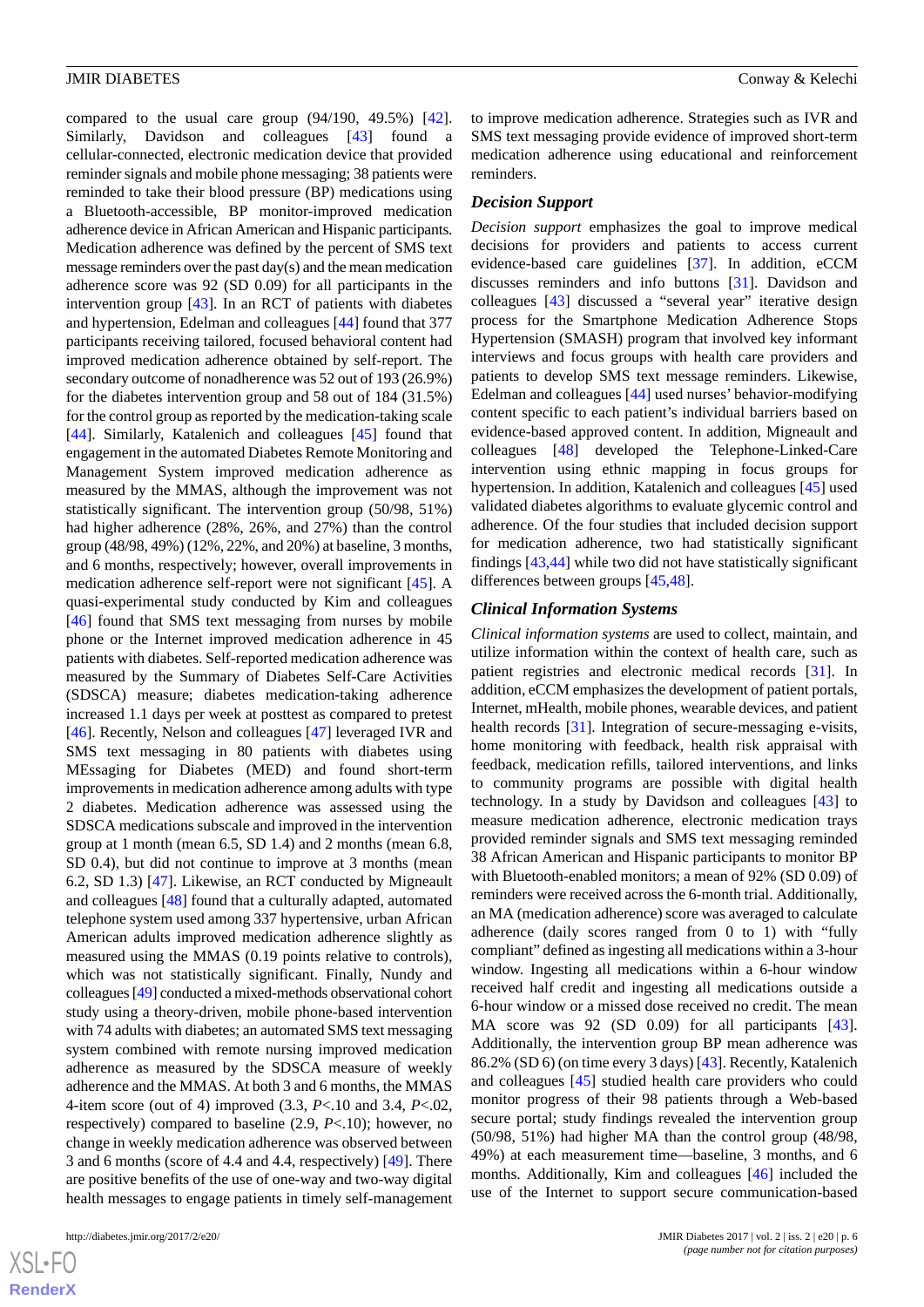compared to the usual care group (94/190, 49.5%) [42]. Similarly, Davidson and colleagues [43] found a cellular-connected, electronic medication device that provided reminder signals and mobile phone messaging; 38 patients were reminded to take their blood pressure (BP) medications using a Bluetooth-accessible, BP monitor-improved medication adherence device in African American and Hispanic participants. Medication adherence was defined by the percent of SMS text message reminders over the past day(s) and the mean medication adherence score was 92 (SD 0.09) for all participants in the intervention group [43]. In an RCT of patients with diabetes and hypertension, Edelman and colleagues [44] found that 377 participants receiving tailored, focused behavioral content had improved medication adherence obtained by self-report. The secondary outcome of nonadherence was 52 out of 193 (26.9%) for the diabetes intervention group and 58 out of 184 (31.5%) for the control group as reported by the medication-taking scale [44]. Similarly, Katalenich and colleagues [45] found that engagement in the automated Diabetes Remote Monitoring and Management System improved medication adherence as measured by the MMAS, although the improvement was not statistically significant. The intervention group (50/98, 51%) had higher adherence (28%, 26%, and 27%) than the control group (48/98, 49%) (12%, 22%, and 20%) at baseline, 3 months, and 6 months, respectively; however, overall improvements in medication adherence self-report were not significant [45]. A quasi-experimental study conducted by Kim and colleagues [46] found that SMS text messaging from nurses by mobile phone or the Internet improved medication adherence in 45 patients with diabetes. Self-reported medication adherence was measured by the Summary of Diabetes Self-Care Activities (SDSCA) measure; diabetes medication-taking adherence increased 1.1 days per week at posttest as compared to pretest [46]. Recently, Nelson and colleagues [47] leveraged IVR and SMS text messaging in 80 patients with diabetes using MEssaging for Diabetes (MED) and found short-term improvements in medication adherence among adults with type 2 diabetes. Medication adherence was assessed using the SDSCA medications subscale and improved in the intervention group at 1 month (mean 6.5, SD 1.4) and 2 months (mean 6.8, SD 0.4), but did not continue to improve at 3 months (mean 6.2, SD 1.3) [47]. Likewise, an RCT conducted by Migneault and colleagues [48] found that a culturally adapted, automated telephone system used among 337 hypertensive, urban African American adults improved medication adherence slightly as measured using the MMAS (0.19 points relative to controls), which was not statistically significant. Finally, Nundy and colleagues [49] conducted a mixed-methods observational cohort study using a theory-driven, mobile phone-based intervention with 74 adults with diabetes; an automated SMS text messaging system combined with remote nursing improved medication adherence as measured by the SDSCA measure of weekly adherence and the MMAS. At both 3 and 6 months, the MMAS 4-item score (out of 4) improved (3.3, $P<.10$ and 3.4, $P<.02$, respectively) compared to baseline (2.9, $P<.10$); however, no change in weekly medication adherence was observed between 3 and 6 months (score of 4.4 and 4.4, respectively) [49]. There are positive benefits of the use of one-way and two-way digital health messages to engage patients in timely self-management to improve medication adherence. Strategies such as IVR and SMS text messaging provide evidence of improved short-term medication adherence using educational and reinforcement reminders.

### Decision Support

*Decision support* emphasizes the goal to improve medical decisions for providers and patients to access current evidence-based care guidelines [37]. In addition, eCCM discusses reminders and info buttons [31]. Davidson and colleagues [43] discussed a "several year" iterative design process for the Smartphone Medication Adherence Stops Hypertension (SMASH) program that involved key informant interviews and focus groups with health care providers and patients to develop SMS text message reminders. Likewise, Edelman and colleagues [44] used nurses' behavior-modifying content specific to each patient's individual barriers based on evidence-based approved content. In addition, Migneault and colleagues [48] developed the Telephone-Linked-Care intervention using ethnic mapping in focus groups for hypertension. In addition, Katalenich and colleagues [45] used validated diabetes algorithms to evaluate glycemic control and adherence. Of the four studies that included decision support for medication adherence, two had statistically significant findings [43,44] while two did not have statistically significant differences between groups [45,48].

### Clinical Information Systems

*Clinical information systems* are used to collect, maintain, and utilize information within the context of health care, such as patient registries and electronic medical records [31]. In addition, eCCM emphasizes the development of patient portals, Internet, mHealth, mobile phones, wearable devices, and patient health records [31]. Integration of secure-messaging e-visits, home monitoring with feedback, health risk appraisal with feedback, medication refills, tailored interventions, and links to community programs are possible with digital health technology. In a study by Davidson and colleagues [43] to measure medication adherence, electronic medication trays provided reminder signals and SMS text messaging reminded 38 African American and Hispanic participants to monitor BP with Bluetooth-enabled monitors; a mean of 92% (SD 0.09) of reminders were received across the 6-month trial. Additionally, an MA (medication adherence) score was averaged to calculate adherence (daily scores ranged from 0 to 1) with "fully compliant" defined as ingesting all medications within a 3-hour window. Ingesting all medications within a 6-hour window received half credit and ingesting all medications outside a 6-hour window or a missed dose received no credit. The mean MA score was 92 (SD 0.09) for all participants [43]. Additionally, the intervention group BP mean adherence was 86.2% (SD 6) (on time every 3 days) [43]. Recently, Katalenich and colleagues [45] studied health care providers who could monitor progress of their 98 patients through a Web-based secure portal; study findings revealed the intervention group (50/98, 51%) had higher MA than the control group (48/98, 49%) at each measurement time—baseline, 3 months, and 6 months. Additionally, Kim and colleagues [46] included the use of the Internet to support secure communication-based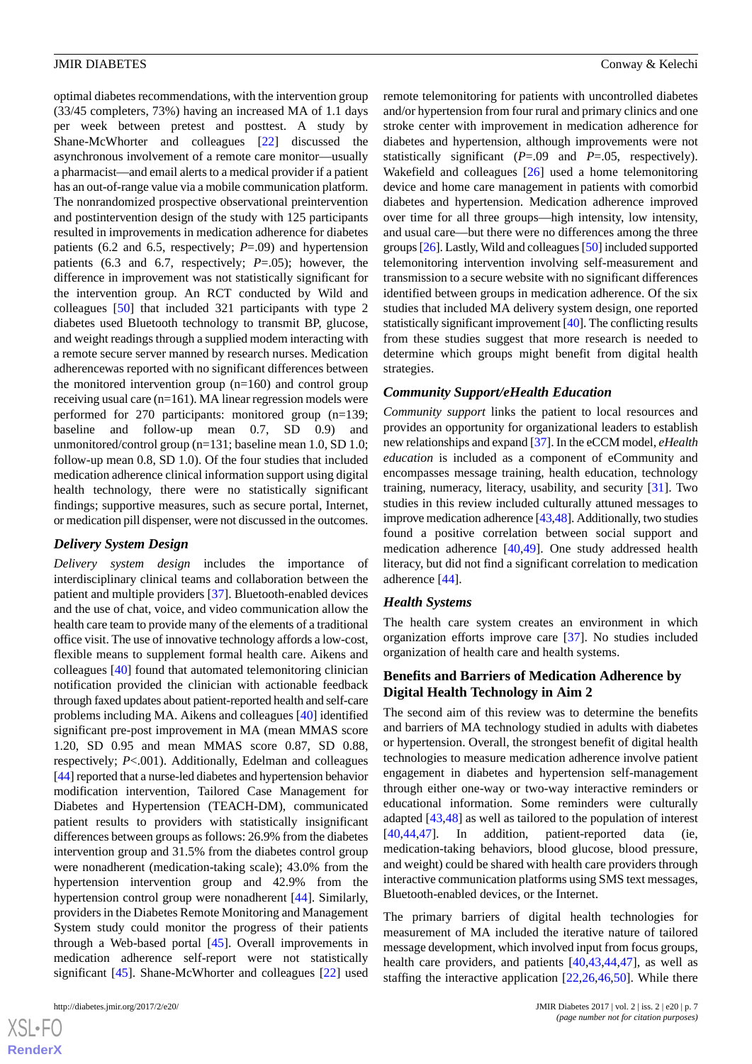optimal diabetes recommendations, with the intervention group (33/45 completers, 73%) having an increased MA of 1.1 days per week between pretest and posttest. A study by Shane-McWhorter and colleagues [22] discussed the asynchronous involvement of a remote care monitor—usually a pharmacist—and email alerts to a medical provider if a patient has an out-of-range value via a mobile communication platform. The nonrandomized prospective observational preintervention and postintervention design of the study with 125 participants resulted in improvements in medication adherence for diabetes patients (6.2 and 6.5, respectively; *P*=.09) and hypertension patients (6.3 and 6.7, respectively; *P*=.05); however, the difference in improvement was not statistically significant for the intervention group. An RCT conducted by Wild and colleagues [50] that included 321 participants with type 2 diabetes used Bluetooth technology to transmit BP, glucose, and weight readings through a supplied modem interacting with a remote secure server manned by research nurses. Medication adherencewas reported with no significant differences between the monitored intervention group (n=160) and control group receiving usual care (n=161). MA linear regression models were performed for 270 participants: monitored group (n=139; baseline and follow-up mean 0.7, SD 0.9) and unmonitored/control group (n=131; baseline mean 1.0, SD 1.0; follow-up mean 0.8, SD 1.0). Of the four studies that included medication adherence clinical information support using digital health technology, there were no statistically significant findings; supportive measures, such as secure portal, Internet, or medication pill dispenser, were not discussed in the outcomes.

### Delivery System Design

*Delivery system design* includes the importance of interdisciplinary clinical teams and collaboration between the patient and multiple providers [37]. Bluetooth-enabled devices and the use of chat, voice, and video communication allow the health care team to provide many of the elements of a traditional office visit. The use of innovative technology affords a low-cost, flexible means to supplement formal health care. Aikens and colleagues [40] found that automated telemonitoring clinician notification provided the clinician with actionable feedback through faxed updates about patient-reported health and self-care problems including MA. Aikens and colleagues [40] identified significant pre-post improvement in MA (mean MMAS score 1.20, SD 0.95 and mean MMAS score 0.87, SD 0.88, respectively; *P*<.001). Additionally, Edelman and colleagues [44] reported that a nurse-led diabetes and hypertension behavior modification intervention, Tailored Case Management for Diabetes and Hypertension (TEACH-DM), communicated patient results to providers with statistically insignificant differences between groups as follows: 26.9% from the diabetes intervention group and 31.5% from the diabetes control group were nonadherent (medication-taking scale); 43.0% from the hypertension intervention group and 42.9% from the hypertension control group were nonadherent [44]. Similarly, providers in the Diabetes Remote Monitoring and Management System study could monitor the progress of their patients through a Web-based portal [45]. Overall improvements in medication adherence self-report were not statistically significant [45]. Shane-McWhorter and colleagues [22] used remote telemonitoring for patients with uncontrolled diabetes and/or hypertension from four rural and primary clinics and one stroke center with improvement in medication adherence for diabetes and hypertension, although improvements were not statistically significant (*P*=.09 and *P*=.05, respectively). Wakefield and colleagues [26] used a home telemonitoring device and home care management in patients with comorbid diabetes and hypertension. Medication adherence improved over time for all three groups—high intensity, low intensity, and usual care—but there were no differences among the three groups [26]. Lastly, Wild and colleagues [50] included supported telemonitoring intervention involving self-measurement and transmission to a secure website with no significant differences identified between groups in medication adherence. Of the six studies that included MA delivery system design, one reported statistically significant improvement [40]. The conflicting results from these studies suggest that more research is needed to determine which groups might benefit from digital health strategies.

### Community Support/eHealth Education

*Community support* links the patient to local resources and provides an opportunity for organizational leaders to establish new relationships and expand [37]. In the eCCM model, *eHealth education* is included as a component of eCommunity and encompasses message training, health education, technology training, numeracy, literacy, usability, and security [31]. Two studies in this review included culturally attuned messages to improve medication adherence [43,48]. Additionally, two studies found a positive correlation between social support and medication adherence [40,49]. One study addressed health literacy, but did not find a significant correlation to medication adherence [44].

### Health Systems

The health care system creates an environment in which organization efforts improve care [37]. No studies included organization of health care and health systems.

## Benefits and Barriers of Medication Adherence by Digital Health Technology in Aim 2

The second aim of this review was to determine the benefits and barriers of MA technology studied in adults with diabetes or hypertension. Overall, the strongest benefit of digital health technologies to measure medication adherence involve patient engagement in diabetes and hypertension self-management through either one-way or two-way interactive reminders or educational information. Some reminders were culturally adapted [43,48] as well as tailored to the population of interest [40,44,47]. In addition, patient-reported data (ie, medication-taking behaviors, blood glucose, blood pressure, and weight) could be shared with health care providers through interactive communication platforms using SMS text messages, Bluetooth-enabled devices, or the Internet.

The primary barriers of digital health technologies for measurement of MA included the iterative nature of tailored message development, which involved input from focus groups, health care providers, and patients [40,43,44,47], as well as staffing the interactive application [22,26,46,50]. While there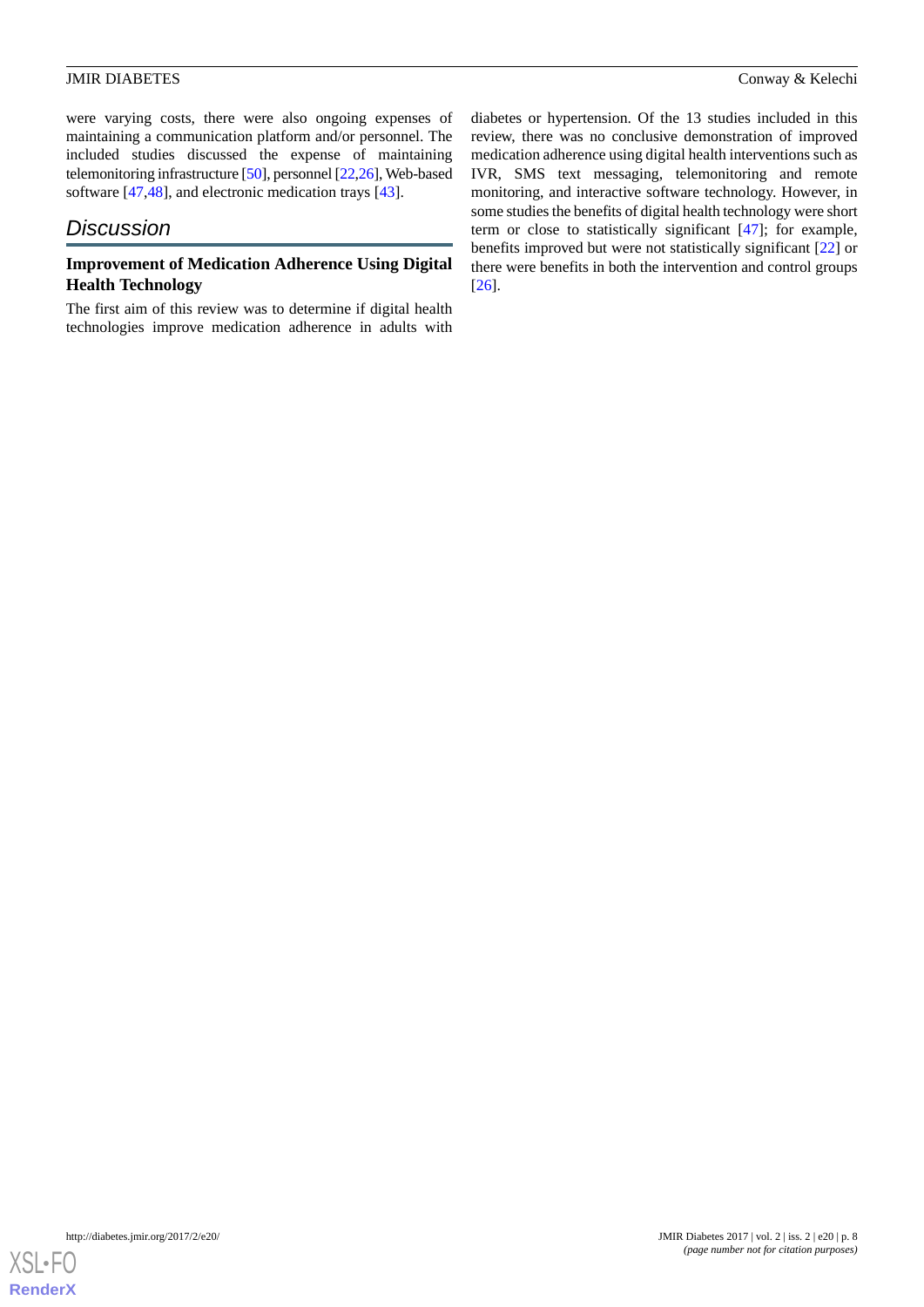were varying costs, there were also ongoing expenses of maintaining a communication platform and/or personnel. The included studies discussed the expense of maintaining telemonitoring infrastructure [50], personnel [22,26], Web-based software [47,48], and electronic medication trays [43].

## Discussion

### Improvement of Medication Adherence Using Digital Health Technology

The first aim of this review was to determine if digital health technologies improve medication adherence in adults with diabetes or hypertension. Of the 13 studies included in this review, there was no conclusive demonstration of improved medication adherence using digital health interventions such as IVR, SMS text messaging, telemonitoring and remote monitoring, and interactive software technology. However, in some studies the benefits of digital health technology were short term or close to statistically significant [47]; for example, benefits improved but were not statistically significant [22] or there were benefits in both the intervention and control groups [26].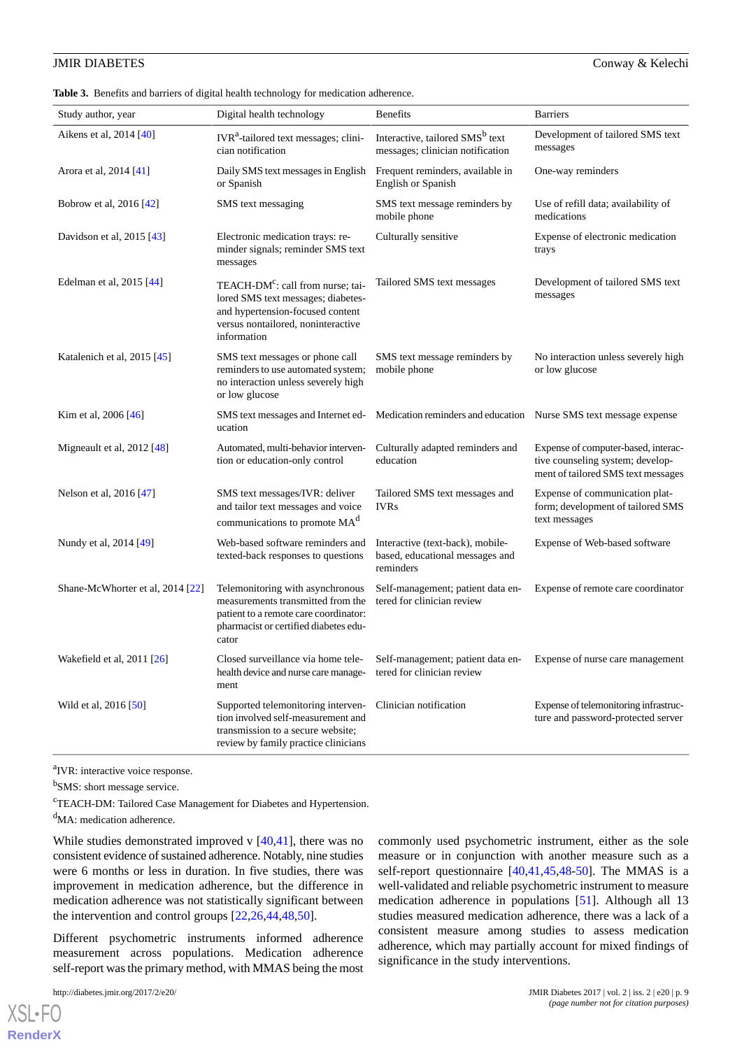**Table 3.** Benefits and barriers of digital health technology for medication adherence.

| Study author, year | Digital health technology | Benefits | Barriers |
|---|---|---|---|
| Aikens et al, 2014 [40] | IVR[a]-tailored text messages; clinician notification | Interactive, tailored SMS[b] text messages; clinician notification | Development of tailored SMS text messages |
| Arora et al, 2014 [41] | Daily SMS text messages in English or Spanish | Frequent reminders, available in English or Spanish | One-way reminders |
| Bobrow et al, 2016 [42] | SMS text messaging | SMS text message reminders by mobile phone | Use of refill data; availability of medications |
| Davidson et al, 2015 [43] | Electronic medication trays: reminder signals; reminder SMS text messages | Culturally sensitive | Expense of electronic medication trays |
| Edelman et al, 2015 [44] | TEACH-DM[c]: call from nurse; tailored SMS text messages; diabetes- and hypertension-focused content versus nontailored, noninteractive information | Tailored SMS text messages | Development of tailored SMS text messages |
| Katalenich et al, 2015 [45] | SMS text messages or phone call reminders to use automated system; no interaction unless severely high or low glucose | SMS text message reminders by mobile phone | No interaction unless severely high or low glucose |
| Kim et al, 2006 [46] | SMS text messages and Internet education | Medication reminders and education | Nurse SMS text message expense |
| Migneault et al, 2012 [48] | Automated, multi-behavior intervention or education-only control | Culturally adapted reminders and education | Expense of computer-based, interactive counseling system; development of tailored SMS text messages |
| Nelson et al, 2016 [47] | SMS text messages/IVR: deliver and tailor text messages and voice communications to promote MA[d] | Tailored SMS text messages and IVRs | Expense of communication platform; development of tailored SMS text messages |
| Nundy et al, 2014 [49] | Web-based software reminders and texted-back responses to questions | Interactive (text-back), mobile-based, educational messages and reminders | Expense of Web-based software |
| Shane-McWhorter et al, 2014 [22] | Telemonitoring with asynchronous measurements transmitted from the patient to a remote care coordinator: pharmacist or certified diabetes educator | Self-management; patient data entered for clinician review | Expense of remote care coordinator |
| Wakefield et al, 2011 [26] | Closed surveillance via home telehealth device and nurse care management | Self-management; patient data entered for clinician review | Expense of nurse care management |
| Wild et al, 2016 [50] | Supported telemonitoring intervention involved self-measurement and transmission to a secure website; review by family practice clinicians | Clinician notification | Expense of telemonitoring infrastructure and password-protected server |

[a]IVR: interactive voice response.

[b]SMS: short message service.

[c]TEACH-DM: Tailored Case Management for Diabetes and Hypertension.

[d]MA: medication adherence.

While studies demonstrated improved v [40,41], there was no consistent evidence of sustained adherence. Notably, nine studies were 6 months or less in duration. In five studies, there was improvement in medication adherence, but the difference in medication adherence was not statistically significant between the intervention and control groups [22,26,44,48,50].

Different psychometric instruments informed adherence measurement across populations. Medication adherence self-report was the primary method, with MMAS being the most commonly used psychometric instrument, either as the sole measure or in conjunction with another measure such as a self-report questionnaire [40,41,45,48-50]. The MMAS is a well-validated and reliable psychometric instrument to measure medication adherence in populations [51]. Although all 13 studies measured medication adherence, there was a lack of a consistent measure among studies to assess medication adherence, which may partially account for mixed findings of significance in the study interventions.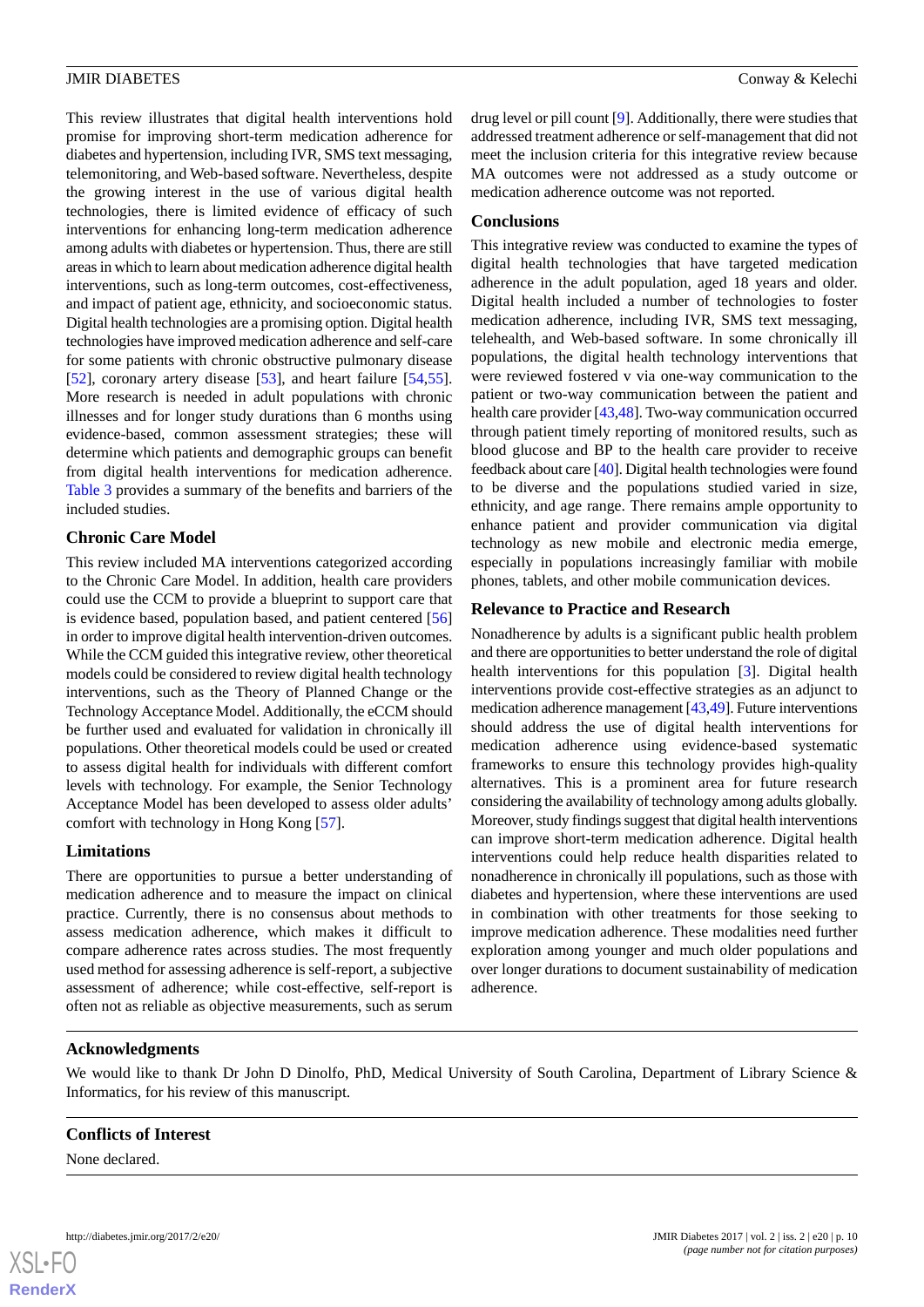This review illustrates that digital health interventions hold promise for improving short-term medication adherence for diabetes and hypertension, including IVR, SMS text messaging, telemonitoring, and Web-based software. Nevertheless, despite the growing interest in the use of various digital health technologies, there is limited evidence of efficacy of such interventions for enhancing long-term medication adherence among adults with diabetes or hypertension. Thus, there are still areas in which to learn about medication adherence digital health interventions, such as long-term outcomes, cost-effectiveness, and impact of patient age, ethnicity, and socioeconomic status. Digital health technologies are a promising option. Digital health technologies have improved medication adherence and self-care for some patients with chronic obstructive pulmonary disease [52], coronary artery disease [53], and heart failure [54,55]. More research is needed in adult populations with chronic illnesses and for longer study durations than 6 months using evidence-based, common assessment strategies; these will determine which patients and demographic groups can benefit from digital health interventions for medication adherence. Table 3 provides a summary of the benefits and barriers of the included studies.

### Chronic Care Model

This review included MA interventions categorized according to the Chronic Care Model. In addition, health care providers could use the CCM to provide a blueprint to support care that is evidence based, population based, and patient centered [56] in order to improve digital health intervention-driven outcomes. While the CCM guided this integrative review, other theoretical models could be considered to review digital health technology interventions, such as the Theory of Planned Change or the Technology Acceptance Model. Additionally, the eCCM should be further used and evaluated for validation in chronically ill populations. Other theoretical models could be used or created to assess digital health for individuals with different comfort levels with technology. For example, the Senior Technology Acceptance Model has been developed to assess older adults' comfort with technology in Hong Kong [57].

### Limitations

There are opportunities to pursue a better understanding of medication adherence and to measure the impact on clinical practice. Currently, there is no consensus about methods to assess medication adherence, which makes it difficult to compare adherence rates across studies. The most frequently used method for assessing adherence is self-report, a subjective assessment of adherence; while cost-effective, self-report is often not as reliable as objective measurements, such as serum drug level or pill count [9]. Additionally, there were studies that addressed treatment adherence or self-management that did not meet the inclusion criteria for this integrative review because MA outcomes were not addressed as a study outcome or medication adherence outcome was not reported.

### Conclusions

This integrative review was conducted to examine the types of digital health technologies that have targeted medication adherence in the adult population, aged 18 years and older. Digital health included a number of technologies to foster medication adherence, including IVR, SMS text messaging, telehealth, and Web-based software. In some chronically ill populations, the digital health technology interventions that were reviewed fostered v via one-way communication to the patient or two-way communication between the patient and health care provider [43,48]. Two-way communication occurred through patient timely reporting of monitored results, such as blood glucose and BP to the health care provider to receive feedback about care [40]. Digital health technologies were found to be diverse and the populations studied varied in size, ethnicity, and age range. There remains ample opportunity to enhance patient and provider communication via digital technology as new mobile and electronic media emerge, especially in populations increasingly familiar with mobile phones, tablets, and other mobile communication devices.

### Relevance to Practice and Research

Nonadherence by adults is a significant public health problem and there are opportunities to better understand the role of digital health interventions for this population [3]. Digital health interventions provide cost-effective strategies as an adjunct to medication adherence management [43,49]. Future interventions should address the use of digital health interventions for medication adherence using evidence-based systematic frameworks to ensure this technology provides high-quality alternatives. This is a prominent area for future research considering the availability of technology among adults globally. Moreover, study findings suggest that digital health interventions can improve short-term medication adherence. Digital health interventions could help reduce health disparities related to nonadherence in chronically ill populations, such as those with diabetes and hypertension, where these interventions are used in combination with other treatments for those seeking to improve medication adherence. These modalities need further exploration among younger and much older populations and over longer durations to document sustainability of medication adherence.

## Acknowledgments

We would like to thank Dr John D Dinolfo, PhD, Medical University of South Carolina, Department of Library Science & Informatics, for his review of this manuscript.

## Conflicts of Interest

None declared.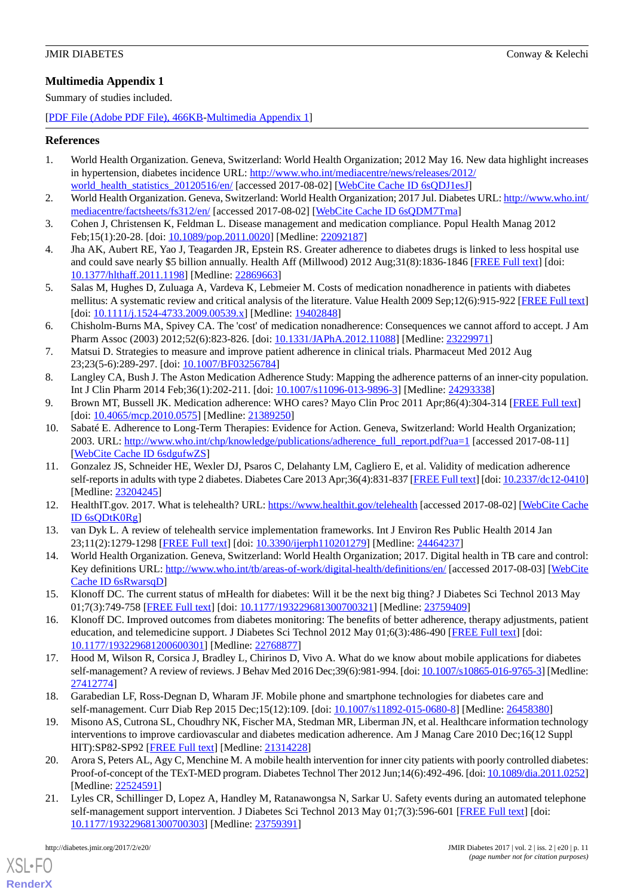## Multimedia Appendix 1

Summary of studies included.

[PDF File (Adobe PDF File), 466KB-Multimedia Appendix 1]

## References

1. World Health Organization. Geneva, Switzerland: World Health Organization; 2012 May 16. New data highlight increases in hypertension, diabetes incidence URL: http://www.who.int/mediacentre/news/releases/2012/world_health_statistics_20120516/en/ [accessed 2017-08-02] [WebCite Cache ID 6sQDJ1esJ]
2. World Health Organization. Geneva, Switzerland: World Health Organization; 2017 Jul. Diabetes URL: http://www.who.int/mediacentre/factsheets/fs312/en/ [accessed 2017-08-02] [WebCite Cache ID 6sQDM7Tma]
3. Cohen J, Christensen K, Feldman L. Disease management and medication compliance. Popul Health Manag 2012 Feb;15(1):20-28. [doi: 10.1089/pop.2011.0020] [Medline: 22092187]
4. Jha AK, Aubert RE, Yao J, Teagarden JR, Epstein RS. Greater adherence to diabetes drugs is linked to less hospital use and could save nearly $5 billion annually. Health Aff (Millwood) 2012 Aug;31(8):1836-1846 [FREE Full text] [doi: 10.1377/hlthaff.2011.1198] [Medline: 22869663]
5. Salas M, Hughes D, Zuluaga A, Vardeva K, Lebmeier M. Costs of medication nonadherence in patients with diabetes mellitus: A systematic review and critical analysis of the literature. Value Health 2009 Sep;12(6):915-922 [FREE Full text] [doi: 10.1111/j.1524-4733.2009.00539.x] [Medline: 19402848]
6. Chisholm-Burns MA, Spivey CA. The 'cost' of medication nonadherence: Consequences we cannot afford to accept. J Am Pharm Assoc (2003) 2012;52(6):823-826. [doi: 10.1331/JAPhA.2012.11088] [Medline: 23229971]
7. Matsui D. Strategies to measure and improve patient adherence in clinical trials. Pharmaceut Med 2012 Aug 23;23(5-6):289-297. [doi: 10.1007/BF03256784]
8. Langley CA, Bush J. The Aston Medication Adherence Study: Mapping the adherence patterns of an inner-city population. Int J Clin Pharm 2014 Feb;36(1):202-211. [doi: 10.1007/s11096-013-9896-3] [Medline: 24293338]
9. Brown MT, Bussell JK. Medication adherence: WHO cares? Mayo Clin Proc 2011 Apr;86(4):304-314 [FREE Full text] [doi: 10.4065/mcp.2010.0575] [Medline: 21389250]
10. Sabaté E. Adherence to Long-Term Therapies: Evidence for Action. Geneva, Switzerland: World Health Organization; 2003. URL: http://www.who.int/chp/knowledge/publications/adherence_full_report.pdf?ua=1 [accessed 2017-08-11] [WebCite Cache ID 6sdgufwZS]
11. Gonzalez JS, Schneider HE, Wexler DJ, Psaros C, Delahanty LM, Cagliero E, et al. Validity of medication adherence self-reports in adults with type 2 diabetes. Diabetes Care 2013 Apr;36(4):831-837 [FREE Full text] [doi: 10.2337/dc12-0410] [Medline: 23204245]
12. HealthIT.gov. 2017. What is telehealth? URL: https://www.healthit.gov/telehealth [accessed 2017-08-02] [WebCite Cache ID 6sQDtK0Rg]
13. van Dyk L. A review of telehealth service implementation frameworks. Int J Environ Res Public Health 2014 Jan 23;11(2):1279-1298 [FREE Full text] [doi: 10.3390/ijerph110201279] [Medline: 24464237]
14. World Health Organization. Geneva, Switzerland: World Health Organization; 2017. Digital health in TB care and control: Key definitions URL: http://www.who.int/tb/areas-of-work/digital-health/definitions/en/ [accessed 2017-08-03] [WebCite Cache ID 6sRwarsqD]
15. Klonoff DC. The current status of mHealth for diabetes: Will it be the next big thing? J Diabetes Sci Technol 2013 May 01;7(3):749-758 [FREE Full text] [doi: 10.1177/193229681300700321] [Medline: 23759409]
16. Klonoff DC. Improved outcomes from diabetes monitoring: The benefits of better adherence, therapy adjustments, patient education, and telemedicine support. J Diabetes Sci Technol 2012 May 01;6(3):486-490 [FREE Full text] [doi: 10.1177/193229681200600301] [Medline: 22768877]
17. Hood M, Wilson R, Corsica J, Bradley L, Chirinos D, Vivo A. What do we know about mobile applications for diabetes self-management? A review of reviews. J Behav Med 2016 Dec;39(6):981-994. [doi: 10.1007/s10865-016-9765-3] [Medline: 27412774]
18. Garabedian LF, Ross-Degnan D, Wharam JF. Mobile phone and smartphone technologies for diabetes care and self-management. Curr Diab Rep 2015 Dec;15(12):109. [doi: 10.1007/s11892-015-0680-8] [Medline: 26458380]
19. Misono AS, Cutrona SL, Choudhry NK, Fischer MA, Stedman MR, Liberman JN, et al. Healthcare information technology interventions to improve cardiovascular and diabetes medication adherence. Am J Manag Care 2010 Dec;16(12 Suppl HIT):SP82-SP92 [FREE Full text] [Medline: 21314228]
20. Arora S, Peters AL, Agy C, Menchine M. A mobile health intervention for inner city patients with poorly controlled diabetes: Proof-of-concept of the TExT-MED program. Diabetes Technol Ther 2012 Jun;14(6):492-496. [doi: 10.1089/dia.2011.0252] [Medline: 22524591]
21. Lyles CR, Schillinger D, Lopez A, Handley M, Ratanawongsa N, Sarkar U. Safety events during an automated telephone self-management support intervention. J Diabetes Sci Technol 2013 May 01;7(3):596-601 [FREE Full text] [doi: 10.1177/193229681300700303] [Medline: 23759391]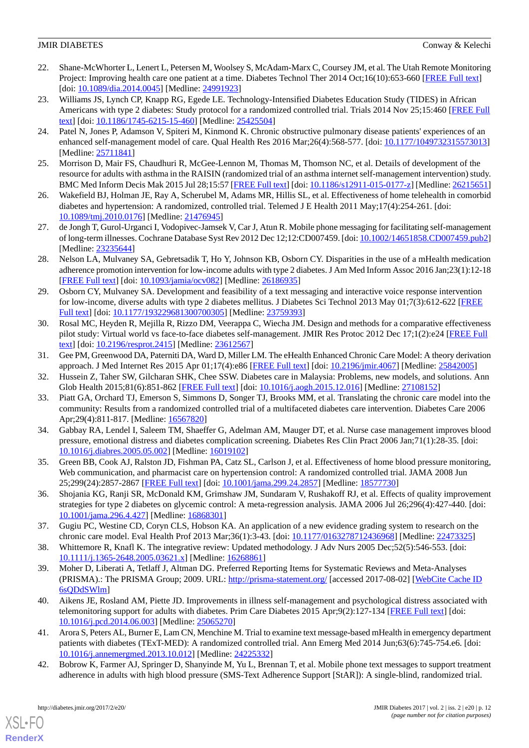22. Shane-McWhorter L, Lenert L, Petersen M, Woolsey S, McAdam-Marx C, Coursey JM, et al. The Utah Remote Monitoring Project: Improving health care one patient at a time. Diabetes Technol Ther 2014 Oct;16(10):653-660 [FREE Full text] [doi: 10.1089/dia.2014.0045] [Medline: 24991923]
23. Williams JS, Lynch CP, Knapp RG, Egede LE. Technology-Intensified Diabetes Education Study (TIDES) in African Americans with type 2 diabetes: Study protocol for a randomized controlled trial. Trials 2014 Nov 25;15:460 [FREE Full text] [doi: 10.1186/1745-6215-15-460] [Medline: 25425504]
24. Patel N, Jones P, Adamson V, Spiteri M, Kinmond K. Chronic obstructive pulmonary disease patients' experiences of an enhanced self-management model of care. Qual Health Res 2016 Mar;26(4):568-577. [doi: 10.1177/1049732315573013] [Medline: 25711841]
25. Morrison D, Mair FS, Chaudhuri R, McGee-Lennon M, Thomas M, Thomson NC, et al. Details of development of the resource for adults with asthma in the RAISIN (randomized trial of an asthma internet self-management intervention) study. BMC Med Inform Decis Mak 2015 Jul 28;15:57 [FREE Full text] [doi: 10.1186/s12911-015-0177-z] [Medline: 26215651]
26. Wakefield BJ, Holman JE, Ray A, Scherubel M, Adams MR, Hillis SL, et al. Effectiveness of home telehealth in comorbid diabetes and hypertension: A randomized, controlled trial. Telemed J E Health 2011 May;17(4):254-261. [doi: 10.1089/tmj.2010.0176] [Medline: 21476945]
27. de Jongh T, Gurol-Urganci I, Vodopivec-Jamsek V, Car J, Atun R. Mobile phone messaging for facilitating self-management of long-term illnesses. Cochrane Database Syst Rev 2012 Dec 12;12:CD007459. [doi: 10.1002/14651858.CD007459.pub2] [Medline: 23235644]
28. Nelson LA, Mulvaney SA, Gebretsadik T, Ho Y, Johnson KB, Osborn CY. Disparities in the use of a mHealth medication adherence promotion intervention for low-income adults with type 2 diabetes. J Am Med Inform Assoc 2016 Jan;23(1):12-18 [FREE Full text] [doi: 10.1093/jamia/ocv082] [Medline: 26186935]
29. Osborn CY, Mulvaney SA. Development and feasibility of a text messaging and interactive voice response intervention for low-income, diverse adults with type 2 diabetes mellitus. J Diabetes Sci Technol 2013 May 01;7(3):612-622 [FREE Full text] [doi: 10.1177/193229681300700305] [Medline: 23759393]
30. Rosal MC, Heyden R, Mejilla R, Rizzo DM, Veerappa C, Wiecha JM. Design and methods for a comparative effectiveness pilot study: Virtual world vs face-to-face diabetes self-management. JMIR Res Protoc 2012 Dec 17;1(2):e24 [FREE Full text] [doi: 10.2196/resprot.2415] [Medline: 23612567]
31. Gee PM, Greenwood DA, Paterniti DA, Ward D, Miller LM. The eHealth Enhanced Chronic Care Model: A theory derivation approach. J Med Internet Res 2015 Apr 01;17(4):e86 [FREE Full text] [doi: 10.2196/jmir.4067] [Medline: 25842005]
32. Hussein Z, Taher SW, Gilcharan SHK, Chee SSW. Diabetes care in Malaysia: Problems, new models, and solutions. Ann Glob Health 2015;81(6):851-862 [FREE Full text] [doi: 10.1016/j.aogh.2015.12.016] [Medline: 27108152]
33. Piatt GA, Orchard TJ, Emerson S, Simmons D, Songer TJ, Brooks MM, et al. Translating the chronic care model into the community: Results from a randomized controlled trial of a multifaceted diabetes care intervention. Diabetes Care 2006 Apr;29(4):811-817. [Medline: 16567820]
34. Gabbay RA, Lendel I, Saleem TM, Shaeffer G, Adelman AM, Mauger DT, et al. Nurse case management improves blood pressure, emotional distress and diabetes complication screening. Diabetes Res Clin Pract 2006 Jan;71(1):28-35. [doi: 10.1016/j.diabres.2005.05.002] [Medline: 16019102]
35. Green BB, Cook AJ, Ralston JD, Fishman PA, Catz SL, Carlson J, et al. Effectiveness of home blood pressure monitoring, Web communication, and pharmacist care on hypertension control: A randomized controlled trial. JAMA 2008 Jun 25;299(24):2857-2867 [FREE Full text] [doi: 10.1001/jama.299.24.2857] [Medline: 18577730]
36. Shojania KG, Ranji SR, McDonald KM, Grimshaw JM, Sundaram V, Rushakoff RJ, et al. Effects of quality improvement strategies for type 2 diabetes on glycemic control: A meta-regression analysis. JAMA 2006 Jul 26;296(4):427-440. [doi: 10.1001/jama.296.4.427] [Medline: 16868301]
37. Gugiu PC, Westine CD, Coryn CLS, Hobson KA. An application of a new evidence grading system to research on the chronic care model. Eval Health Prof 2013 Mar;36(1):3-43. [doi: 10.1177/0163278712436968] [Medline: 22473325]
38. Whittemore R, Knafl K. The integrative review: Updated methodology. J Adv Nurs 2005 Dec;52(5):546-553. [doi: 10.1111/j.1365-2648.2005.03621.x] [Medline: 16268861]
39. Moher D, Liberati A, Tetlaff J, Altman DG. Preferred Reporting Items for Systematic Reviews and Meta-Analyses (PRISMA).: The PRISMA Group; 2009. URL: http://prisma-statement.org/ [accessed 2017-08-02] [WebCite Cache ID 6sQDdSWlm]
40. Aikens JE, Rosland AM, Piette JD. Improvements in illness self-management and psychological distress associated with telemonitoring support for adults with diabetes. Prim Care Diabetes 2015 Apr;9(2):127-134 [FREE Full text] [doi: 10.1016/j.pcd.2014.06.003] [Medline: 25065270]
41. Arora S, Peters AL, Burner E, Lam CN, Menchine M. Trial to examine text message-based mHealth in emergency department patients with diabetes (TExT-MED): A randomized controlled trial. Ann Emerg Med 2014 Jun;63(6):745-754.e6. [doi: 10.1016/j.annemergmed.2013.10.012] [Medline: 24225332]
42. Bobrow K, Farmer AJ, Springer D, Shanyinde M, Yu L, Brennan T, et al. Mobile phone text messages to support treatment adherence in adults with high blood pressure (SMS-Text Adherence Support [StAR]): A single-blind, randomized trial.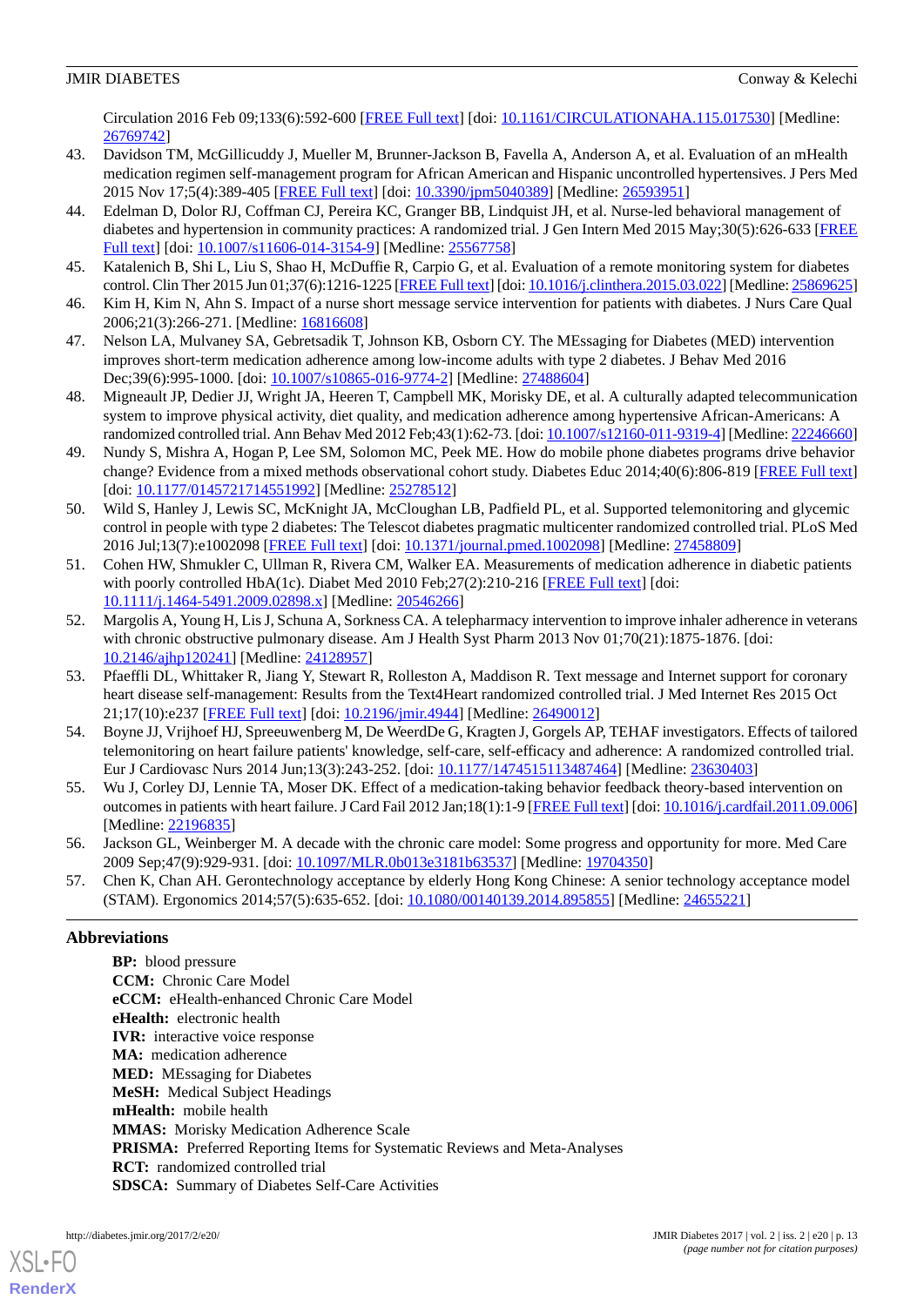Circulation 2016 Feb 09;133(6):592-600 [FREE Full text] [doi: 10.1161/CIRCULATIONAHA.115.017530] [Medline: 26769742]

43. Davidson TM, McGillicuddy J, Mueller M, Brunner-Jackson B, Favella A, Anderson A, et al. Evaluation of an mHealth medication regimen self-management program for African American and Hispanic uncontrolled hypertensives. J Pers Med 2015 Nov 17;5(4):389-405 [FREE Full text] [doi: 10.3390/jpm5040389] [Medline: 26593951]
44. Edelman D, Dolor RJ, Coffman CJ, Pereira KC, Granger BB, Lindquist JH, et al. Nurse-led behavioral management of diabetes and hypertension in community practices: A randomized trial. J Gen Intern Med 2015 May;30(5):626-633 [FREE Full text] [doi: 10.1007/s11606-014-3154-9] [Medline: 25567758]
45. Katalenich B, Shi L, Liu S, Shao H, McDuffie R, Carpio G, et al. Evaluation of a remote monitoring system for diabetes control. Clin Ther 2015 Jun 01;37(6):1216-1225 [FREE Full text] [doi: 10.1016/j.clinthera.2015.03.022] [Medline: 25869625]
46. Kim H, Kim N, Ahn S. Impact of a nurse short message service intervention for patients with diabetes. J Nurs Care Qual 2006;21(3):266-271. [Medline: 16816608]
47. Nelson LA, Mulvaney SA, Gebretsadik T, Johnson KB, Osborn CY. The MEssaging for Diabetes (MED) intervention improves short-term medication adherence among low-income adults with type 2 diabetes. J Behav Med 2016 Dec;39(6):995-1000. [doi: 10.1007/s10865-016-9774-2] [Medline: 27488604]
48. Migneault JP, Dedier JJ, Wright JA, Heeren T, Campbell MK, Morisky DE, et al. A culturally adapted telecommunication system to improve physical activity, diet quality, and medication adherence among hypertensive African-Americans: A randomized controlled trial. Ann Behav Med 2012 Feb;43(1):62-73. [doi: 10.1007/s12160-011-9319-4] [Medline: 22246660]
49. Nundy S, Mishra A, Hogan P, Lee SM, Solomon MC, Peek ME. How do mobile phone diabetes programs drive behavior change? Evidence from a mixed methods observational cohort study. Diabetes Educ 2014;40(6):806-819 [FREE Full text] [doi: 10.1177/0145721714551992] [Medline: 25278512]
50. Wild S, Hanley J, Lewis SC, McKnight JA, McCloughan LB, Padfield PL, et al. Supported telemonitoring and glycemic control in people with type 2 diabetes: The Telescot diabetes pragmatic multicenter randomized controlled trial. PLoS Med 2016 Jul;13(7):e1002098 [FREE Full text] [doi: 10.1371/journal.pmed.1002098] [Medline: 27458809]
51. Cohen HW, Shmukler C, Ullman R, Rivera CM, Walker EA. Measurements of medication adherence in diabetic patients with poorly controlled HbA(1c). Diabet Med 2010 Feb;27(2):210-216 [FREE Full text] [doi: 10.1111/j.1464-5491.2009.02898.x] [Medline: 20546266]
52. Margolis A, Young H, Lis J, Schuna A, Sorkness CA. A telepharmacy intervention to improve inhaler adherence in veterans with chronic obstructive pulmonary disease. Am J Health Syst Pharm 2013 Nov 01;70(21):1875-1876. [doi: 10.2146/ajhp120241] [Medline: 24128957]
53. Pfaeffli DL, Whittaker R, Jiang Y, Stewart R, Rolleston A, Maddison R. Text message and Internet support for coronary heart disease self-management: Results from the Text4Heart randomized controlled trial. J Med Internet Res 2015 Oct 21;17(10):e237 [FREE Full text] [doi: 10.2196/jmir.4944] [Medline: 26490012]
54. Boyne JJ, Vrijhoef HJ, Spreeuwenberg M, De WeerdDe G, Kragten J, Gorgels AP, TEHAF investigators. Effects of tailored telemonitoring on heart failure patients' knowledge, self-care, self-efficacy and adherence: A randomized controlled trial. Eur J Cardiovasc Nurs 2014 Jun;13(3):243-252. [doi: 10.1177/1474515113487464] [Medline: 23630403]
55. Wu J, Corley DJ, Lennie TA, Moser DK. Effect of a medication-taking behavior feedback theory-based intervention on outcomes in patients with heart failure. J Card Fail 2012 Jan;18(1):1-9 [FREE Full text] [doi: 10.1016/j.cardfail.2011.09.006] [Medline: 22196835]
56. Jackson GL, Weinberger M. A decade with the chronic care model: Some progress and opportunity for more. Med Care 2009 Sep;47(9):929-931. [doi: 10.1097/MLR.0b013e3181b63537] [Medline: 19704350]
57. Chen K, Chan AH. Gerontechnology acceptance by elderly Hong Kong Chinese: A senior technology acceptance model (STAM). Ergonomics 2014;57(5):635-652. [doi: 10.1080/00140139.2014.895855] [Medline: 24655221]

## Abbreviations

**BP:** blood pressure
**CCM:** Chronic Care Model
**eCCM:** eHealth-enhanced Chronic Care Model
**eHealth:** electronic health
**IVR:** interactive voice response
**MA:** medication adherence
**MED:** MEssaging for Diabetes
**MeSH:** Medical Subject Headings
**mHealth:** mobile health
**MMAS:** Morisky Medication Adherence Scale
**PRISMA:** Preferred Reporting Items for Systematic Reviews and Meta-Analyses
**RCT:** randomized controlled trial
**SDSCA:** Summary of Diabetes Self-Care Activities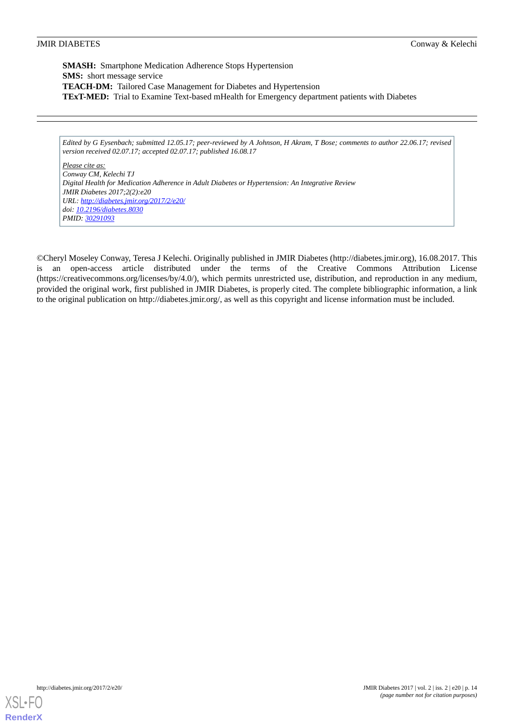**SMASH:** Smartphone Medication Adherence Stops Hypertension
**SMS:** short message service
**TEACH-DM:** Tailored Case Management for Diabetes and Hypertension
**TExT-MED:** Trial to Examine Text-based mHealth for Emergency department patients with Diabetes

---

*Edited by G Eysenbach; submitted 12.05.17; peer-reviewed by A Johnson, H Akram, T Bose; comments to author 22.06.17; revised version received 02.07.17; accepted 02.07.17; published 16.08.17*

*Please cite as:*
*Conway CM, Kelechi TJ*
*Digital Health for Medication Adherence in Adult Diabetes or Hypertension: An Integrative Review*
*JMIR Diabetes 2017;2(2):e20*
*URL: http://diabetes.jmir.org/2017/2/e20/*
*doi: 10.2196/diabetes.8030*
*PMID: 30291093*

©Cheryl Moseley Conway, Teresa J Kelechi. Originally published in JMIR Diabetes (http://diabetes.jmir.org), 16.08.2017. This is an open-access article distributed under the terms of the Creative Commons Attribution License (https://creativecommons.org/licenses/by/4.0/), which permits unrestricted use, distribution, and reproduction in any medium, provided the original work, first published in JMIR Diabetes, is properly cited. The complete bibliographic information, a link to the original publication on http://diabetes.jmir.org/, as well as this copyright and license information must be included.